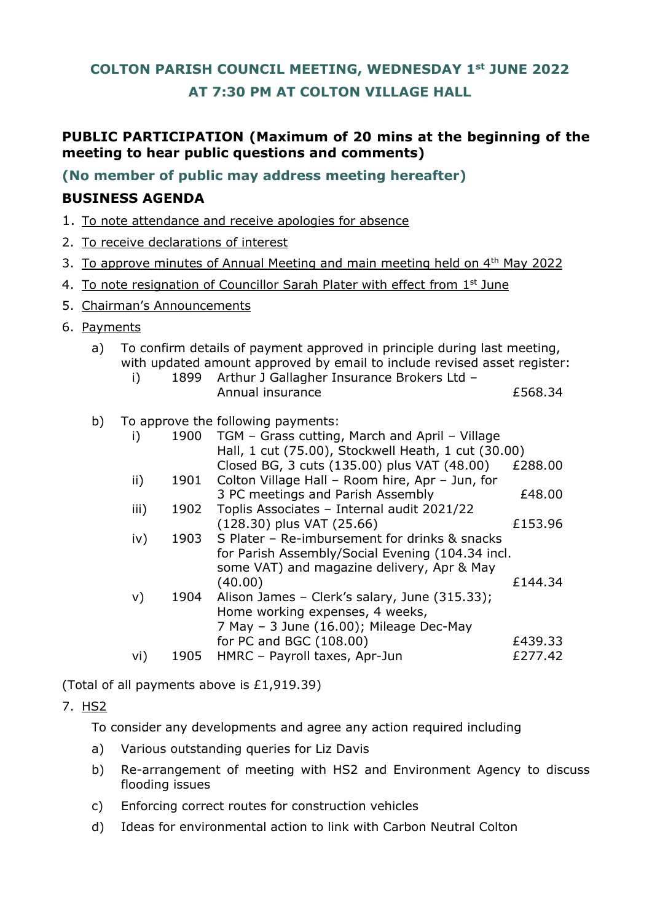# COLTON PARISH COUNCIL MEETING, WEDNESDAY 1st JUNE 2022

# AT 7:30 PM AT COLTON VILLAGE HALL

**PUBLIC PARTICIPATION (Maximum of 20 mins at the beginning of the meeting to hear public questions and comments)**

**(No member of public may address meeting hereafter)**

## BUSINESS AGENDA

1. To note attendance and receive apologies for absence
2. To receive declarations of interest
3. To approve minutes of Annual Meeting and main meeting held on 4th May 2022
4. To note resignation of Councillor Sarah Plater with effect from 1st June
5. Chairman's Announcements
6. Payments

   a) To confirm details of payment approved in principle during last meeting, with updated amount approved by email to include revised asset register:

| | | | |
|---|---|---|---|
| i) | 1899 | Arthur J Gallagher Insurance Brokers Ltd – Annual insurance | £568.34 |

   b) To approve the following payments:

| | | | |
|---|---|---|---|
| i) | 1900 | TGM – Grass cutting, March and April – Village Hall, 1 cut (75.00), Stockwell Heath, 1 cut (30.00) Closed BG, 3 cuts (135.00) plus VAT (48.00) | £288.00 |
| ii) | 1901 | Colton Village Hall – Room hire, Apr – Jun, for 3 PC meetings and Parish Assembly | £48.00 |
| iii) | 1902 | Toplis Associates – Internal audit 2021/22 (128.30) plus VAT (25.66) | £153.96 |
| iv) | 1903 | S Plater – Re-imbursement for drinks & snacks for Parish Assembly/Social Evening (104.34 incl. some VAT) and magazine delivery, Apr & May (40.00) | £144.34 |
| v) | 1904 | Alison James – Clerk's salary, June (315.33); Home working expenses, 4 weeks, 7 May – 3 June (16.00); Mileage Dec-May for PC and BGC (108.00) | £439.33 |
| vi) | 1905 | HMRC – Payroll taxes, Apr-Jun | £277.42 |

(Total of all payments above is £1,919.39)

7. HS2

   To consider any developments and agree any action required including

   a) Various outstanding queries for Liz Davis
   b) Re-arrangement of meeting with HS2 and Environment Agency to discuss flooding issues
   c) Enforcing correct routes for construction vehicles
   d) Ideas for environmental action to link with Carbon Neutral Colton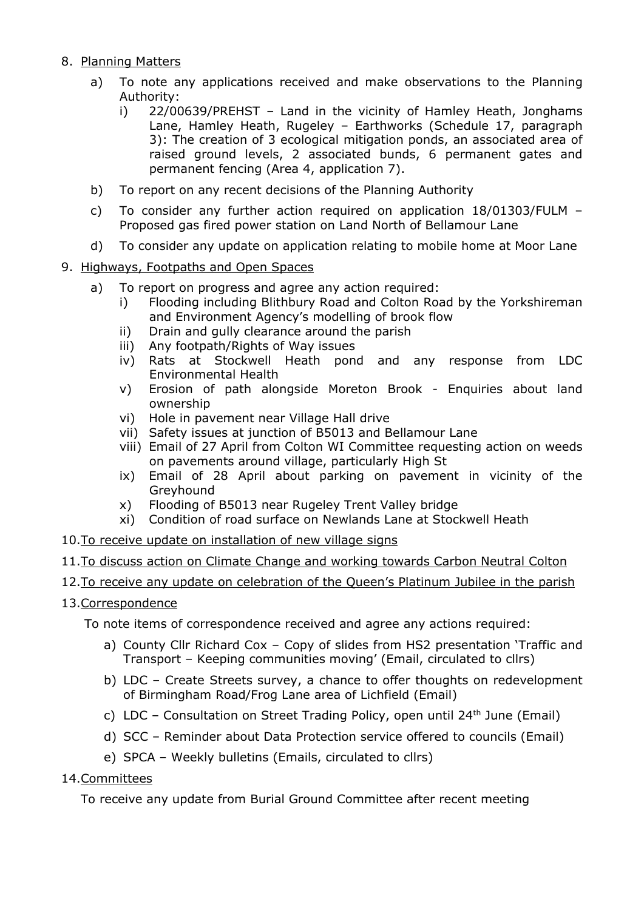8. Planning Matters

   a) To note any applications received and make observations to the Planning Authority:

      i) 22/00639/PREHST – Land in the vicinity of Hamley Heath, Jonghams Lane, Hamley Heath, Rugeley – Earthworks (Schedule 17, paragraph 3): The creation of 3 ecological mitigation ponds, an associated area of raised ground levels, 2 associated bunds, 6 permanent gates and permanent fencing (Area 4, application 7).

   b) To report on any recent decisions of the Planning Authority

   c) To consider any further action required on application 18/01303/FULM – Proposed gas fired power station on Land North of Bellamour Lane

   d) To consider any update on application relating to mobile home at Moor Lane

9. Highways, Footpaths and Open Spaces

   a) To report on progress and agree any action required:

      i) Flooding including Blithbury Road and Colton Road by the Yorkshireman and Environment Agency's modelling of brook flow
      ii) Drain and gully clearance around the parish
      iii) Any footpath/Rights of Way issues
      iv) Rats at Stockwell Heath pond and any response from LDC Environmental Health
      v) Erosion of path alongside Moreton Brook - Enquiries about land ownership
      vi) Hole in pavement near Village Hall drive
      vii) Safety issues at junction of B5013 and Bellamour Lane
      viii) Email of 27 April from Colton WI Committee requesting action on weeds on pavements around village, particularly High St
      ix) Email of 28 April about parking on pavement in vicinity of the Greyhound
      x) Flooding of B5013 near Rugeley Trent Valley bridge
      xi) Condition of road surface on Newlands Lane at Stockwell Heath

10. To receive update on installation of new village signs

11. To discuss action on Climate Change and working towards Carbon Neutral Colton

12. To receive any update on celebration of the Queen's Platinum Jubilee in the parish

13. Correspondence

    To note items of correspondence received and agree any actions required:

    a) County Cllr Richard Cox – Copy of slides from HS2 presentation 'Traffic and Transport – Keeping communities moving' (Email, circulated to cllrs)
    b) LDC – Create Streets survey, a chance to offer thoughts on redevelopment of Birmingham Road/Frog Lane area of Lichfield (Email)
    c) LDC – Consultation on Street Trading Policy, open until 24th June (Email)
    d) SCC – Reminder about Data Protection service offered to councils (Email)
    e) SPCA – Weekly bulletins (Emails, circulated to cllrs)

14. Committees

    To receive any update from Burial Ground Committee after recent meeting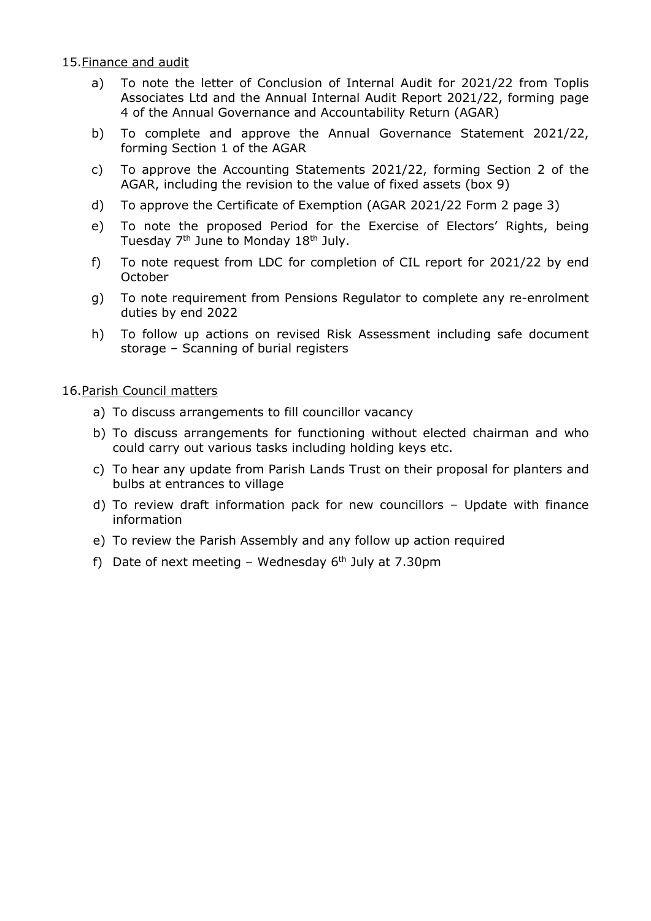15. Finance and audit

a) To note the letter of Conclusion of Internal Audit for 2021/22 from Toplis Associates Ltd and the Annual Internal Audit Report 2021/22, forming page 4 of the Annual Governance and Accountability Return (AGAR)

b) To complete and approve the Annual Governance Statement 2021/22, forming Section 1 of the AGAR

c) To approve the Accounting Statements 2021/22, forming Section 2 of the AGAR, including the revision to the value of fixed assets (box 9)

d) To approve the Certificate of Exemption (AGAR 2021/22 Form 2 page 3)

e) To note the proposed Period for the Exercise of Electors' Rights, being Tuesday 7th June to Monday 18th July.

f) To note request from LDC for completion of CIL report for 2021/22 by end October

g) To note requirement from Pensions Regulator to complete any re-enrolment duties by end 2022

h) To follow up actions on revised Risk Assessment including safe document storage – Scanning of burial registers

16. Parish Council matters

a) To discuss arrangements to fill councillor vacancy

b) To discuss arrangements for functioning without elected chairman and who could carry out various tasks including holding keys etc.

c) To hear any update from Parish Lands Trust on their proposal for planters and bulbs at entrances to village

d) To review draft information pack for new councillors – Update with finance information

e) To review the Parish Assembly and any follow up action required

f) Date of next meeting – Wednesday 6th July at 7.30pm